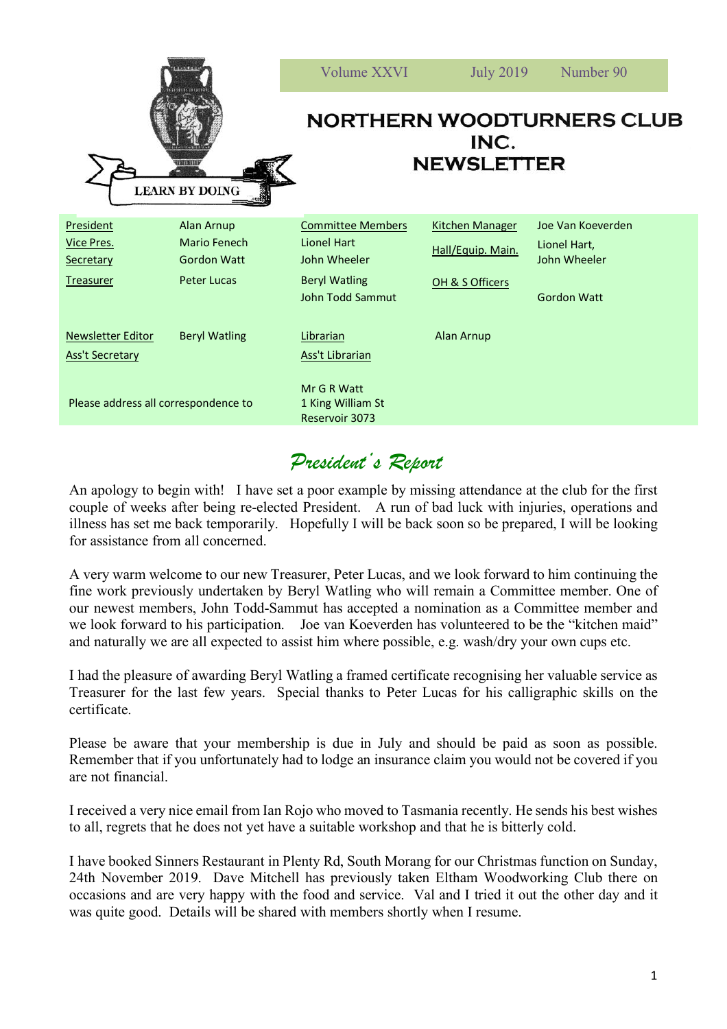LEARN BY DOING

Volume XXVI | July 2019 | Number 90

# NORTHERN WOODTURNERS CLUB INC. NEWSLETTER

| | | | | | |
|---|---|---|---|---|---|
| President | Alan Arnup | Committee Members | | Kitchen Manager | Joe Van Koeverden |
| Vice Pres. | Mario Fenech | | Lionel Hart | Hall/Equip. Main. | Lionel Hart, John Wheeler |
| Secretary | Gordon Watt | | John Wheeler | | |
| Treasurer | Peter Lucas | | Beryl Watling | OH & S Officers | Gordon Watt |
| | | | John Todd Sammut | | |
| Newsletter Editor | Beryl Watling | Librarian | Alan Arnup | | |
| Ass't Secretary | | Ass't Librarian | | | |

Please address all correspondence to Mr G R Watt, 1 King William St, Reservoir 3073

## *President's Report*

An apology to begin with! I have set a poor example by missing attendance at the club for the first couple of weeks after being re-elected President. A run of bad luck with injuries, operations and illness has set me back temporarily. Hopefully I will be back soon so be prepared, I will be looking for assistance from all concerned.

A very warm welcome to our new Treasurer, Peter Lucas, and we look forward to him continuing the fine work previously undertaken by Beryl Watling who will remain a Committee member. One of our newest members, John Todd-Sammut has accepted a nomination as a Committee member and we look forward to his participation. Joe van Koeverden has volunteered to be the "kitchen maid" and naturally we are all expected to assist him where possible, e.g. wash/dry your own cups etc.

I had the pleasure of awarding Beryl Watling a framed certificate recognising her valuable service as Treasurer for the last few years. Special thanks to Peter Lucas for his calligraphic skills on the certificate.

Please be aware that your membership is due in July and should be paid as soon as possible. Remember that if you unfortunately had to lodge an insurance claim you would not be covered if you are not financial.

I received a very nice email from Ian Rojo who moved to Tasmania recently. He sends his best wishes to all, regrets that he does not yet have a suitable workshop and that he is bitterly cold.

I have booked Sinners Restaurant in Plenty Rd, South Morang for our Christmas function on Sunday, 24th November 2019. Dave Mitchell has previously taken Eltham Woodworking Club there on occasions and are very happy with the food and service. Val and I tried it out the other day and it was quite good. Details will be shared with members shortly when I resume.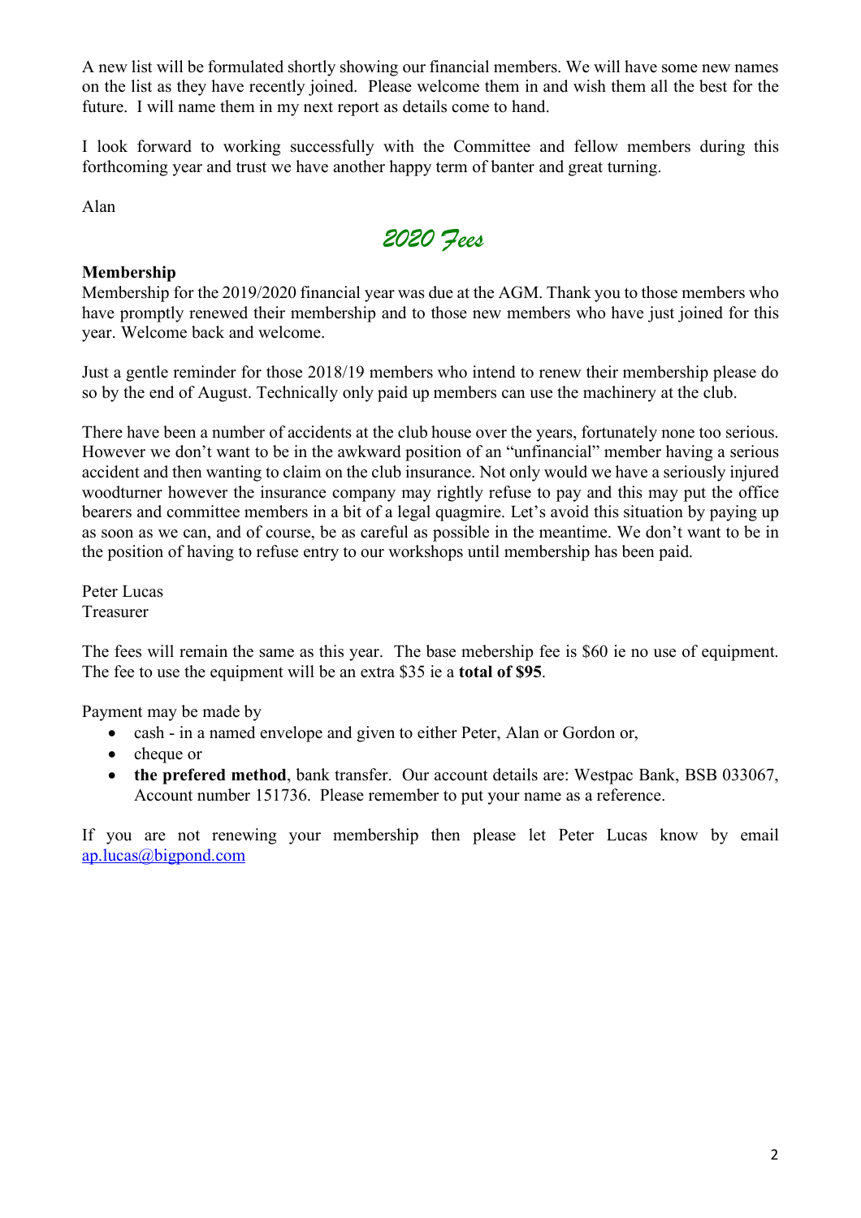A new list will be formulated shortly showing our financial members. We will have some new names on the list as they have recently joined. Please welcome them in and wish them all the best for the future. I will name them in my next report as details come to hand.

I look forward to working successfully with the Committee and fellow members during this forthcoming year and trust we have another happy term of banter and great turning.

Alan

## *2020 Fees*

**Membership**

Membership for the 2019/2020 financial year was due at the AGM. Thank you to those members who have promptly renewed their membership and to those new members who have just joined for this year. Welcome back and welcome.

Just a gentle reminder for those 2018/19 members who intend to renew their membership please do so by the end of August. Technically only paid up members can use the machinery at the club.

There have been a number of accidents at the club house over the years, fortunately none too serious. However we don't want to be in the awkward position of an "unfinancial" member having a serious accident and then wanting to claim on the club insurance. Not only would we have a seriously injured woodturner however the insurance company may rightly refuse to pay and this may put the office bearers and committee members in a bit of a legal quagmire. Let's avoid this situation by paying up as soon as we can, and of course, be as careful as possible in the meantime. We don't want to be in the position of having to refuse entry to our workshops until membership has been paid.

Peter Lucas
Treasurer

The fees will remain the same as this year. The base mebership fee is $60 ie no use of equipment. The fee to use the equipment will be an extra $35 ie a **total of $95**.

Payment may be made by

- cash - in a named envelope and given to either Peter, Alan or Gordon or,
- cheque or
- **the prefered method**, bank transfer. Our account details are: Westpac Bank, BSB 033067, Account number 151736. Please remember to put your name as a reference.

If you are not renewing your membership then please let Peter Lucas know by email ap.lucas@bigpond.com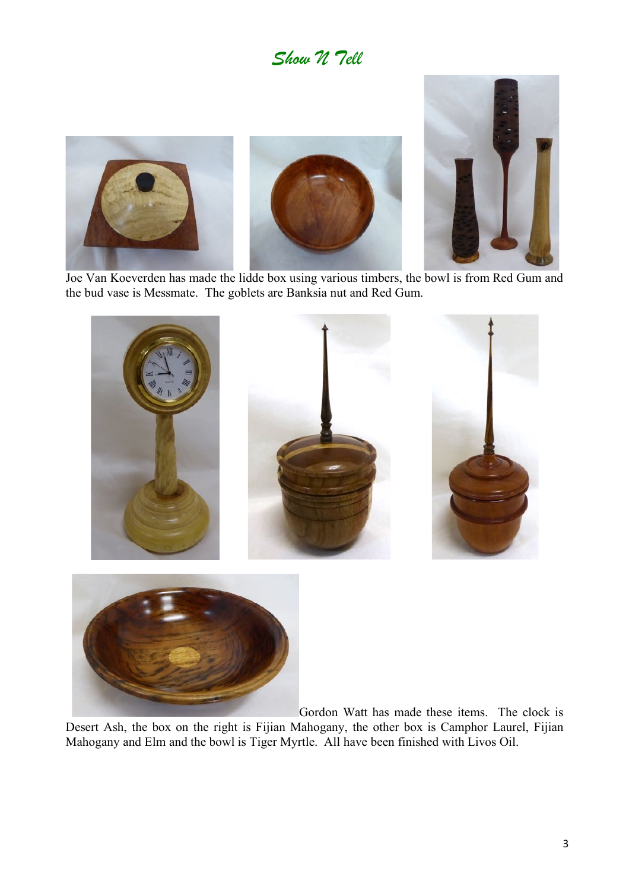# *Show N Tell*

Joe Van Koeverden has made the lidde box using various timbers, the bowl is from Red Gum and the bud vase is Messmate. The goblets are Banksia nut and Red Gum.

Gordon Watt has made these items. The clock is Desert Ash, the box on the right is Fijian Mahogany, the other box is Camphor Laurel, Fijian Mahogany and Elm and the bowl is Tiger Myrtle. All have been finished with Livos Oil.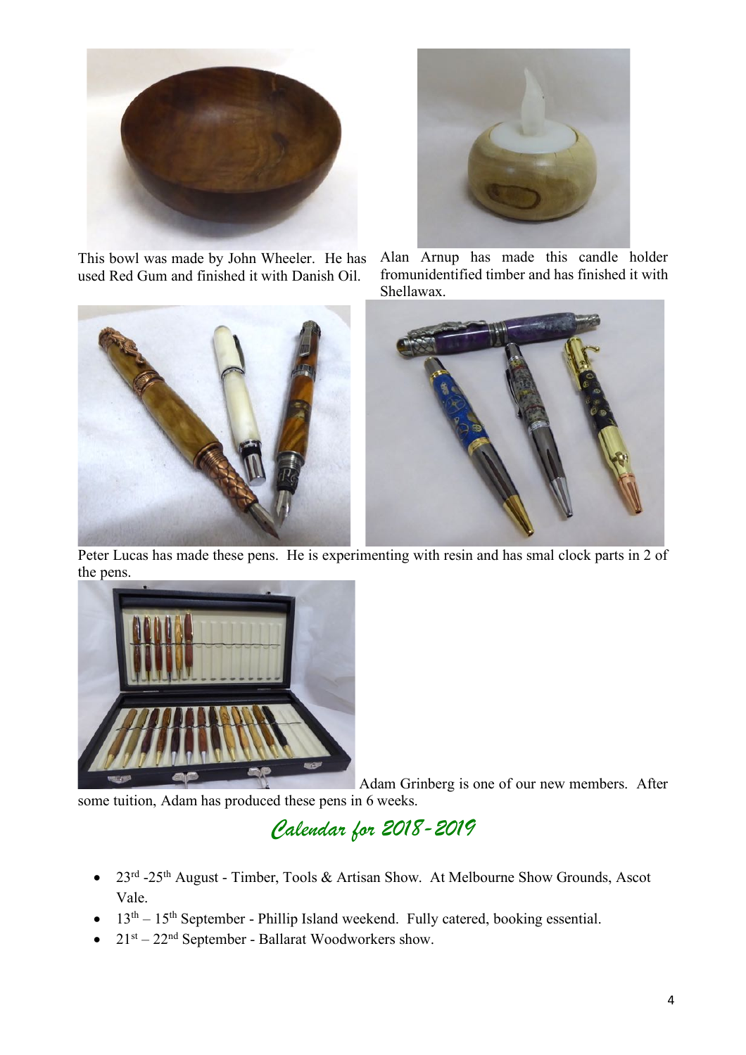This bowl was made by John Wheeler. He has used Red Gum and finished it with Danish Oil.

Alan Arnup has made this candle holder fromunidentified timber and has finished it with Shellawax.

Peter Lucas has made these pens. He is experimenting with resin and has smal clock parts in 2 of the pens.

Adam Grinberg is one of our new members. After some tuition, Adam has produced these pens in 6 weeks.

## *Calendar for 2018-2019*

- 23rd -25th August - Timber, Tools & Artisan Show. At Melbourne Show Grounds, Ascot Vale.
- 13th – 15th September - Phillip Island weekend. Fully catered, booking essential.
- 21st – 22nd September - Ballarat Woodworkers show.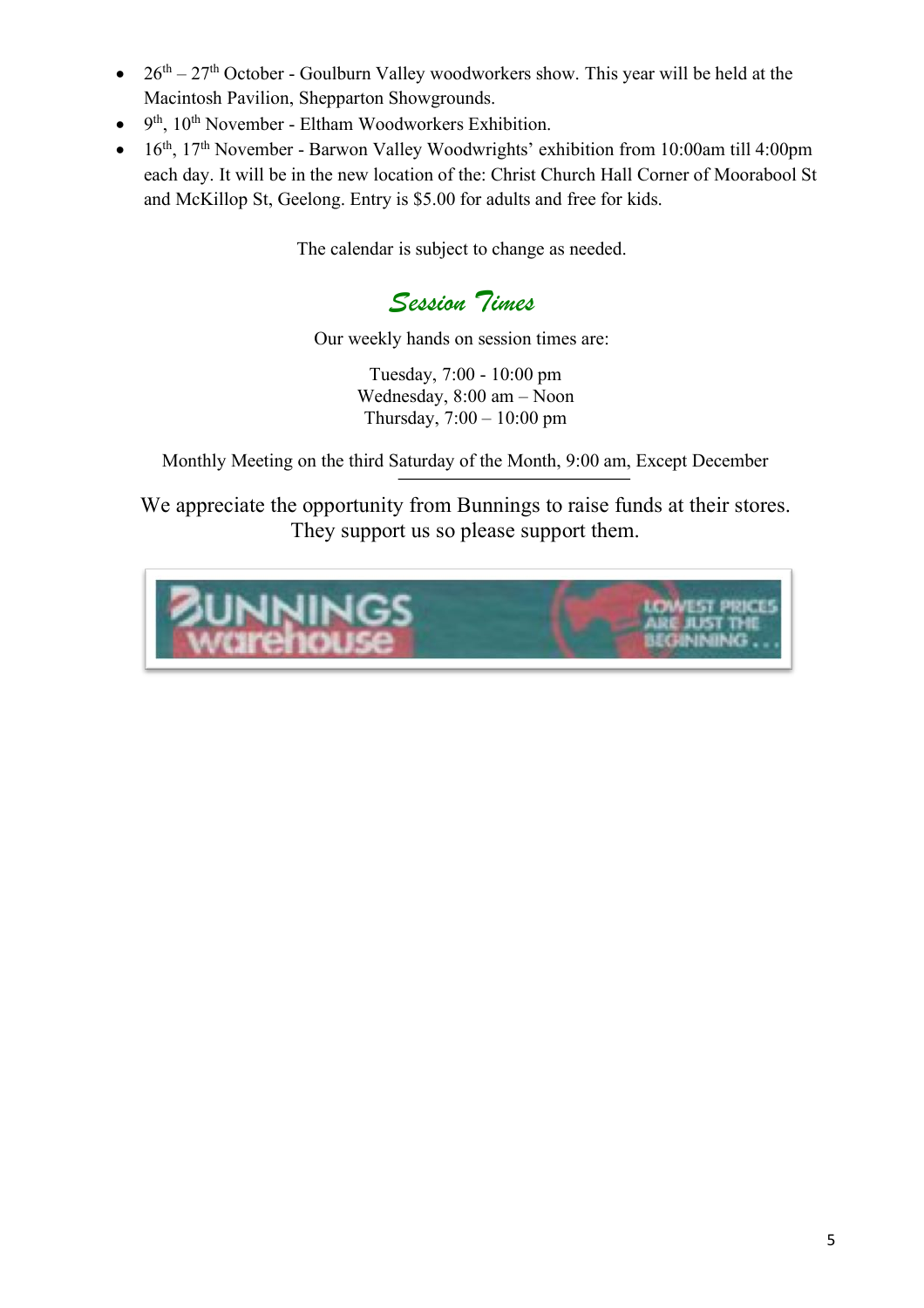- 26th – 27th October - Goulburn Valley woodworkers show. This year will be held at the Macintosh Pavilion, Shepparton Showgrounds.
- 9th, 10th November - Eltham Woodworkers Exhibition.
- 16th, 17th November - Barwon Valley Woodwrights' exhibition from 10:00am till 4:00pm each day. It will be in the new location of the: Christ Church Hall Corner of Moorabool St and McKillop St, Geelong. Entry is $5.00 for adults and free for kids.

The calendar is subject to change as needed.

## *Session Times*

Our weekly hands on session times are:

Tuesday, 7:00 - 10:00 pm
Wednesday, 8:00 am – Noon
Thursday, 7:00 – 10:00 pm

Monthly Meeting on the third Saturday of the Month, 9:00 am, Except December

---

We appreciate the opportunity from Bunnings to raise funds at their stores.
They support us so please support them.

BUNNINGS warehouse
LOWEST PRICES ARE JUST THE BEGINNING . . .